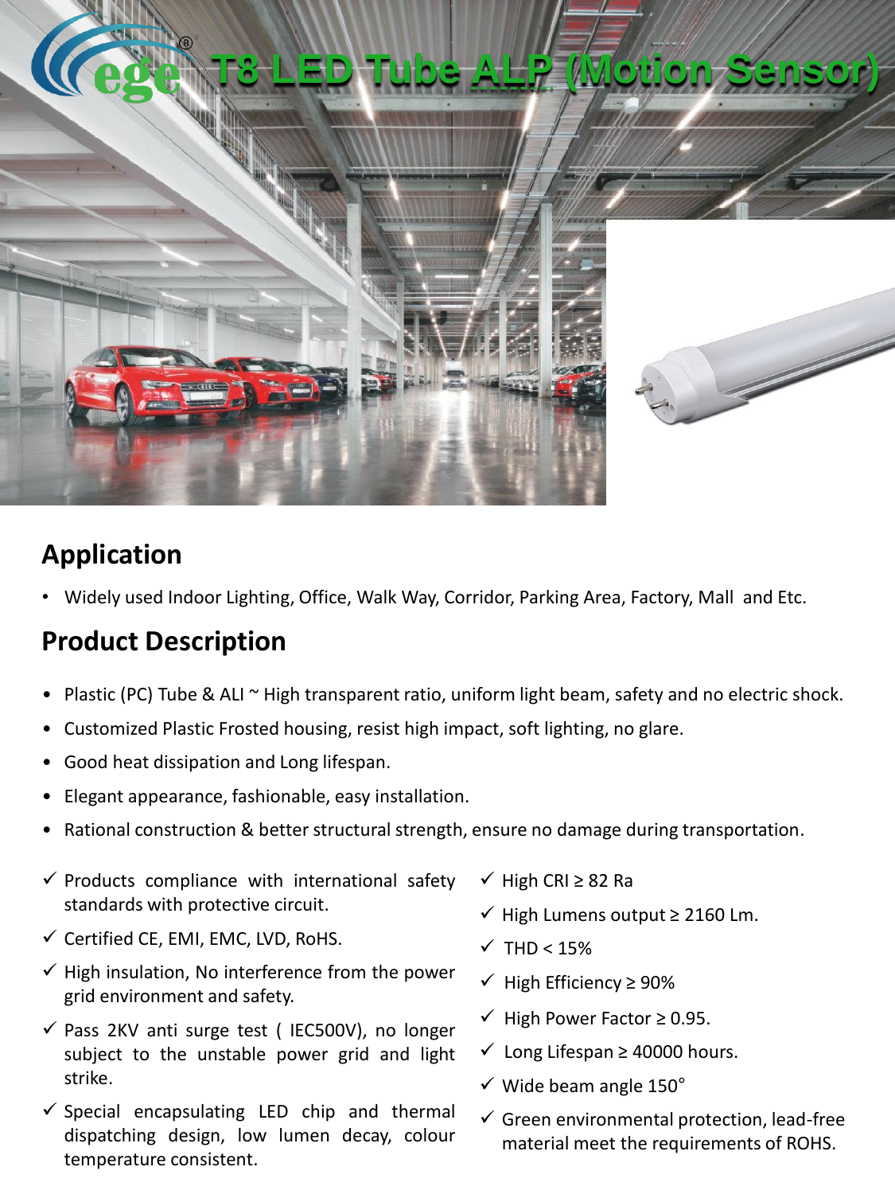# T8 LED Tube ALP (Motion Sensor)

## Application

- Widely used Indoor Lighting, Office, Walk Way, Corridor, Parking Area, Factory, Mall and Etc.

## Product Description

- Plastic (PC) Tube & ALI ~ High transparent ratio, uniform light beam, safety and no electric shock.
- Customized Plastic Frosted housing, resist high impact, soft lighting, no glare.
- Good heat dissipation and Long lifespan.
- Elegant appearance, fashionable, easy installation.
- Rational construction & better structural strength, ensure no damage during transportation.

- ✓ Products compliance with international safety standards with protective circuit.
- ✓ Certified CE, EMI, EMC, LVD, RoHS.
- ✓ High insulation, No interference from the power grid environment and safety.
- ✓ Pass 2KV anti surge test ( IEC500V), no longer subject to the unstable power grid and light strike.
- ✓ Special encapsulating LED chip and thermal dispatching design, low lumen decay, colour temperature consistent.
- ✓ High CRI ≥ 82 Ra
- ✓ High Lumens output ≥ 2160 Lm.
- ✓ THD < 15%
- ✓ High Efficiency ≥ 90%
- ✓ High Power Factor ≥ 0.95.
- ✓ Long Lifespan ≥ 40000 hours.
- ✓ Wide beam angle 150°
- ✓ Green environmental protection, lead-free material meet the requirements of ROHS.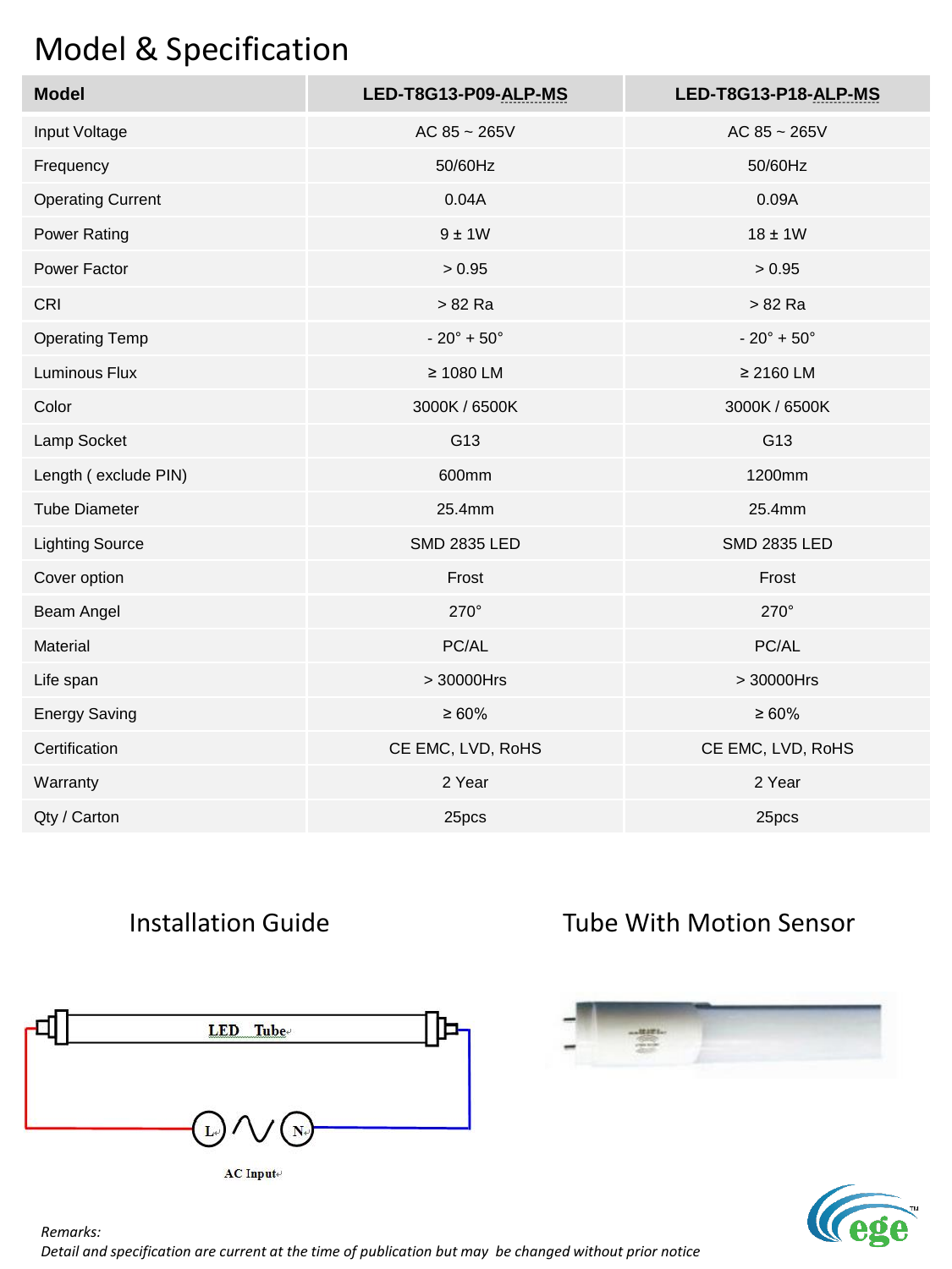# Model & Specification

| Model | LED-T8G13-P09-ALP-MS | LED-T8G13-P18-ALP-MS |
|---|---|---|
| Input Voltage | AC 85 ~ 265V | AC 85 ~ 265V |
| Frequency | 50/60Hz | 50/60Hz |
| Operating Current | 0.04A | 0.09A |
| Power Rating | 9 ± 1W | 18 ± 1W |
| Power Factor | > 0.95 | > 0.95 |
| CRI | > 82 Ra | > 82 Ra |
| Operating Temp | - 20° + 50° | - 20° + 50° |
| Luminous Flux | ≥ 1080 LM | ≥ 2160 LM |
| Color | 3000K / 6500K | 3000K / 6500K |
| Lamp Socket | G13 | G13 |
| Length ( exclude PIN) | 600mm | 1200mm |
| Tube Diameter | 25.4mm | 25.4mm |
| Lighting Source | SMD 2835 LED | SMD 2835 LED |
| Cover option | Frost | Frost |
| Beam Angel | 270° | 270° |
| Material | PC/AL | PC/AL |
| Life span | > 30000Hrs | > 30000Hrs |
| Energy Saving | ≥ 60% | ≥ 60% |
| Certification | CE EMC, LVD, RoHS | CE EMC, LVD, RoHS |
| Warranty | 2 Year | 2 Year |
| Qty / Carton | 25pcs | 25pcs |

## Installation Guide

LED Tube

L N

AC Input

## Tube With Motion Sensor

*Remarks:*
*Detail and specification are current at the time of publication but may be changed without prior notice*